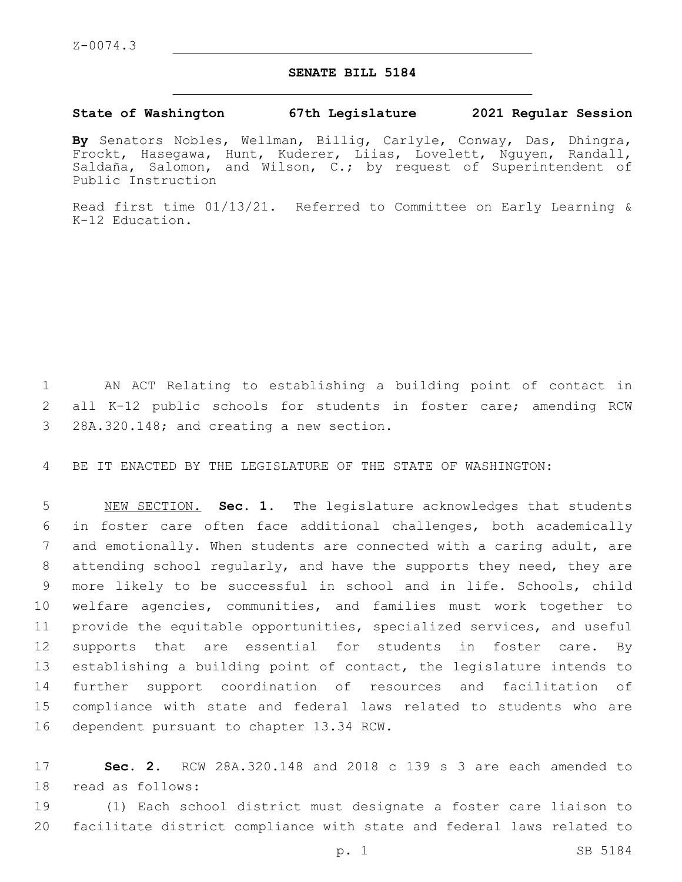Z-0074.3

# SENATE BILL 5184

**State of Washington 67th Legislature 2021 Regular Session**

**By** Senators Nobles, Wellman, Billig, Carlyle, Conway, Das, Dhingra, Frockt, Hasegawa, Hunt, Kuderer, Liias, Lovelett, Nguyen, Randall, Saldaña, Salomon, and Wilson, C.; by request of Superintendent of Public Instruction

Read first time 01/13/21. Referred to Committee on Early Learning & K-12 Education.

AN ACT Relating to establishing a building point of contact in all K-12 public schools for students in foster care; amending RCW 28A.320.148; and creating a new section.

BE IT ENACTED BY THE LEGISLATURE OF THE STATE OF WASHINGTON:

NEW SECTION. **Sec. 1.** The legislature acknowledges that students in foster care often face additional challenges, both academically and emotionally. When students are connected with a caring adult, are attending school regularly, and have the supports they need, they are more likely to be successful in school and in life. Schools, child welfare agencies, communities, and families must work together to provide the equitable opportunities, specialized services, and useful supports that are essential for students in foster care. By establishing a building point of contact, the legislature intends to further support coordination of resources and facilitation of compliance with state and federal laws related to students who are dependent pursuant to chapter 13.34 RCW.

**Sec. 2.** RCW 28A.320.148 and 2018 c 139 s 3 are each amended to read as follows:

(1) Each school district must designate a foster care liaison to facilitate district compliance with state and federal laws related to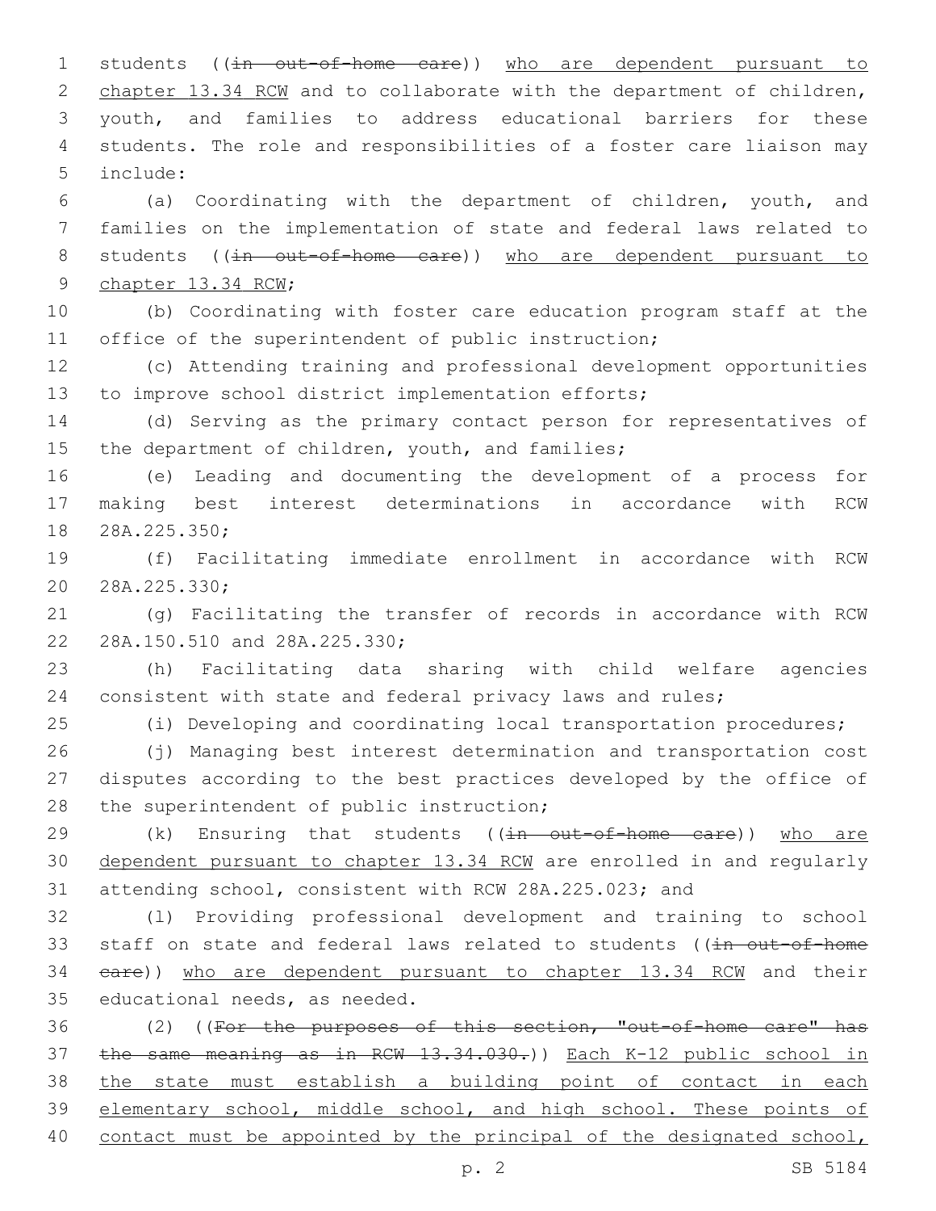students ((~~in out-of-home care~~)) <u>who are dependent pursuant to chapter 13.34 RCW</u> and to collaborate with the department of children, youth, and families to address educational barriers for these students. The role and responsibilities of a foster care liaison may include:

(a) Coordinating with the department of children, youth, and families on the implementation of state and federal laws related to students ((~~in out-of-home care~~)) <u>who are dependent pursuant to chapter 13.34 RCW</u>;

(b) Coordinating with foster care education program staff at the office of the superintendent of public instruction;

(c) Attending training and professional development opportunities to improve school district implementation efforts;

(d) Serving as the primary contact person for representatives of the department of children, youth, and families;

(e) Leading and documenting the development of a process for making best interest determinations in accordance with RCW 28A.225.350;

(f) Facilitating immediate enrollment in accordance with RCW 28A.225.330;

(g) Facilitating the transfer of records in accordance with RCW 28A.150.510 and 28A.225.330;

(h) Facilitating data sharing with child welfare agencies consistent with state and federal privacy laws and rules;

(i) Developing and coordinating local transportation procedures;

(j) Managing best interest determination and transportation cost disputes according to the best practices developed by the office of the superintendent of public instruction;

(k) Ensuring that students ((~~in out-of-home care~~)) <u>who are dependent pursuant to chapter 13.34 RCW</u> are enrolled in and regularly attending school, consistent with RCW 28A.225.023; and

(l) Providing professional development and training to school staff on state and federal laws related to students ((~~in out-of-home care~~)) <u>who are dependent pursuant to chapter 13.34 RCW</u> and their educational needs, as needed.

(2) ((~~For the purposes of this section, "out-of-home care" has the same meaning as in RCW 13.34.030.~~)) <u>Each K-12 public school in the state must establish a building point of contact in each elementary school, middle school, and high school. These points of contact must be appointed by the principal of the designated school,</u>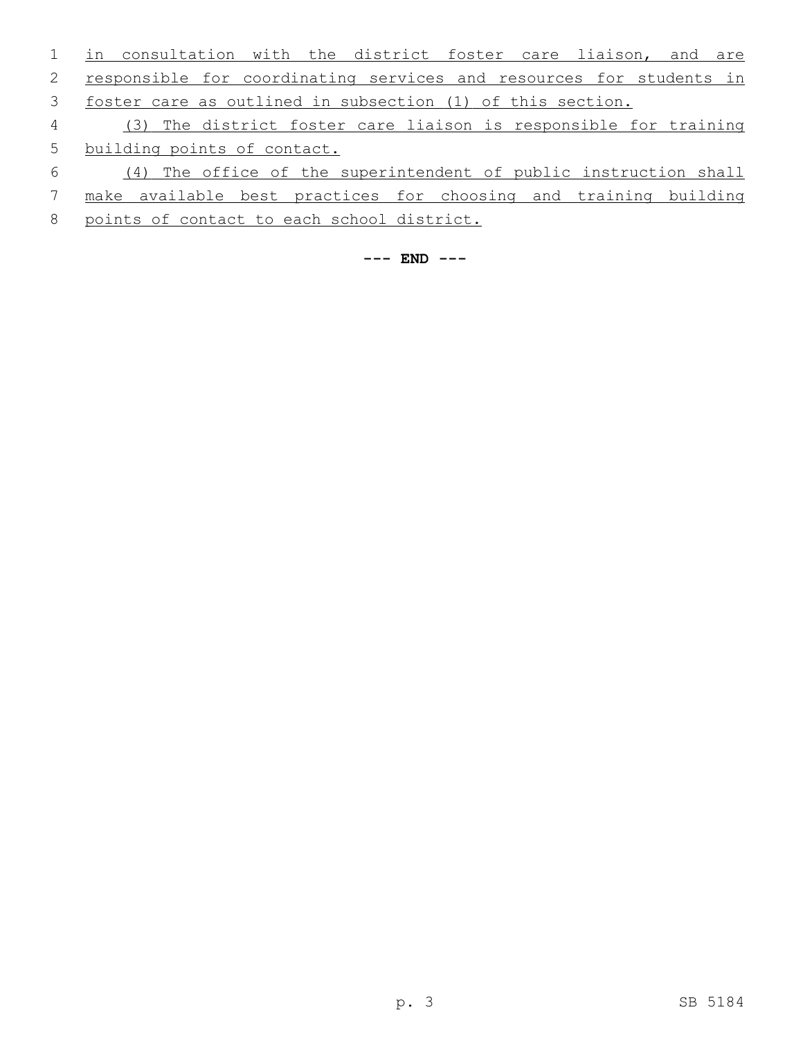in consultation with the district foster care liaison, and are responsible for coordinating services and resources for students in foster care as outlined in subsection (1) of this section.

(3) The district foster care liaison is responsible for training building points of contact.

(4) The office of the superintendent of public instruction shall make available best practices for choosing and training building points of contact to each school district.

**--- END ---**